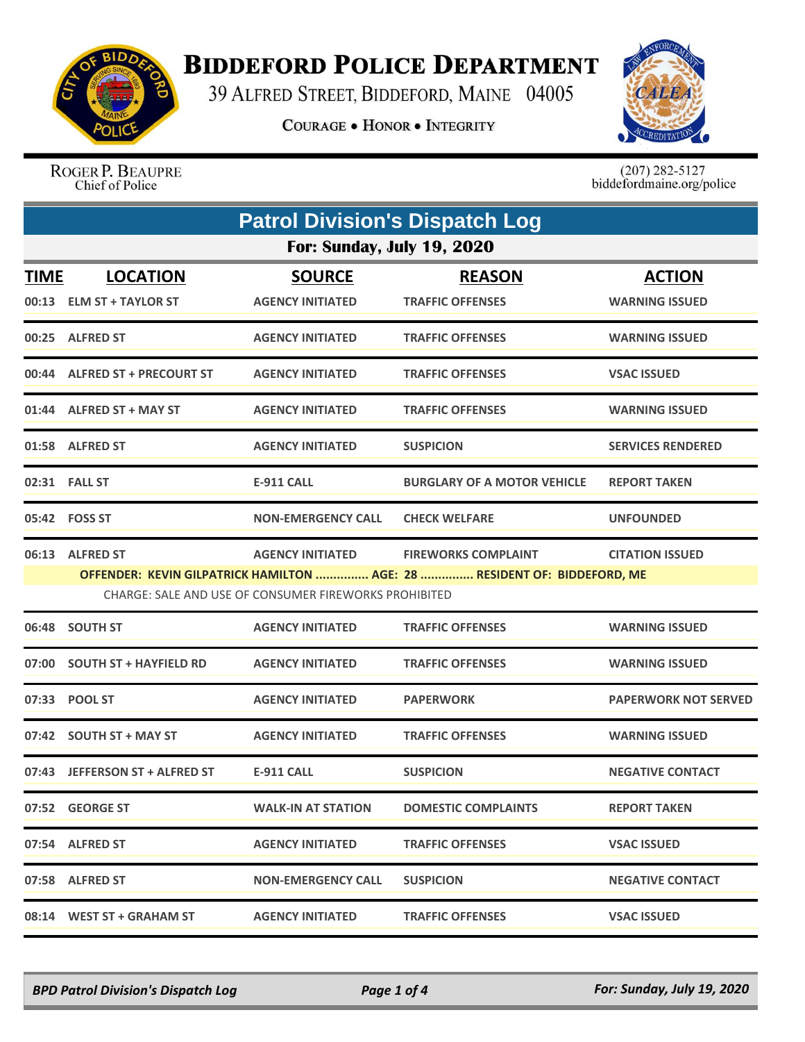# BIDDEFORD POLICE DEPARTMENT

39 ALFRED STREET, BIDDEFORD, MAINE 04005

COURAGE • HONOR • INTEGRITY

ROGER P. BEAUPRE
Chief of Police

(207) 282-5127
biddefordmaine.org/police

## Patrol Division's Dispatch Log

### For: Sunday, July 19, 2020

| TIME | LOCATION | SOURCE | REASON | ACTION |
|---|---|---|---|---|
| 00:13 | ELM ST + TAYLOR ST | AGENCY INITIATED | TRAFFIC OFFENSES | WARNING ISSUED |
| 00:25 | ALFRED ST | AGENCY INITIATED | TRAFFIC OFFENSES | WARNING ISSUED |
| 00:44 | ALFRED ST + PRECOURT ST | AGENCY INITIATED | TRAFFIC OFFENSES | VSAC ISSUED |
| 01:44 | ALFRED ST + MAY ST | AGENCY INITIATED | TRAFFIC OFFENSES | WARNING ISSUED |
| 01:58 | ALFRED ST | AGENCY INITIATED | SUSPICION | SERVICES RENDERED |
| 02:31 | FALL ST | E-911 CALL | BURGLARY OF A MOTOR VEHICLE | REPORT TAKEN |
| 05:42 | FOSS ST | NON-EMERGENCY CALL | CHECK WELFARE | UNFOUNDED |
| 06:13 | ALFRED ST | AGENCY INITIATED | FIREWORKS COMPLAINT | CITATION ISSUED |
| | OFFENDER: KEVIN GILPATRICK HAMILTON ............... AGE: 28 ............... RESIDENT OF: BIDDEFORD, ME | | | |
| | CHARGE: SALE AND USE OF CONSUMER FIREWORKS PROHIBITED | | | |
| 06:48 | SOUTH ST | AGENCY INITIATED | TRAFFIC OFFENSES | WARNING ISSUED |
| 07:00 | SOUTH ST + HAYFIELD RD | AGENCY INITIATED | TRAFFIC OFFENSES | WARNING ISSUED |
| 07:33 | POOL ST | AGENCY INITIATED | PAPERWORK | PAPERWORK NOT SERVED |
| 07:42 | SOUTH ST + MAY ST | AGENCY INITIATED | TRAFFIC OFFENSES | WARNING ISSUED |
| 07:43 | JEFFERSON ST + ALFRED ST | E-911 CALL | SUSPICION | NEGATIVE CONTACT |
| 07:52 | GEORGE ST | WALK-IN AT STATION | DOMESTIC COMPLAINTS | REPORT TAKEN |
| 07:54 | ALFRED ST | AGENCY INITIATED | TRAFFIC OFFENSES | VSAC ISSUED |
| 07:58 | ALFRED ST | NON-EMERGENCY CALL | SUSPICION | NEGATIVE CONTACT |
| 08:14 | WEST ST + GRAHAM ST | AGENCY INITIATED | TRAFFIC OFFENSES | VSAC ISSUED |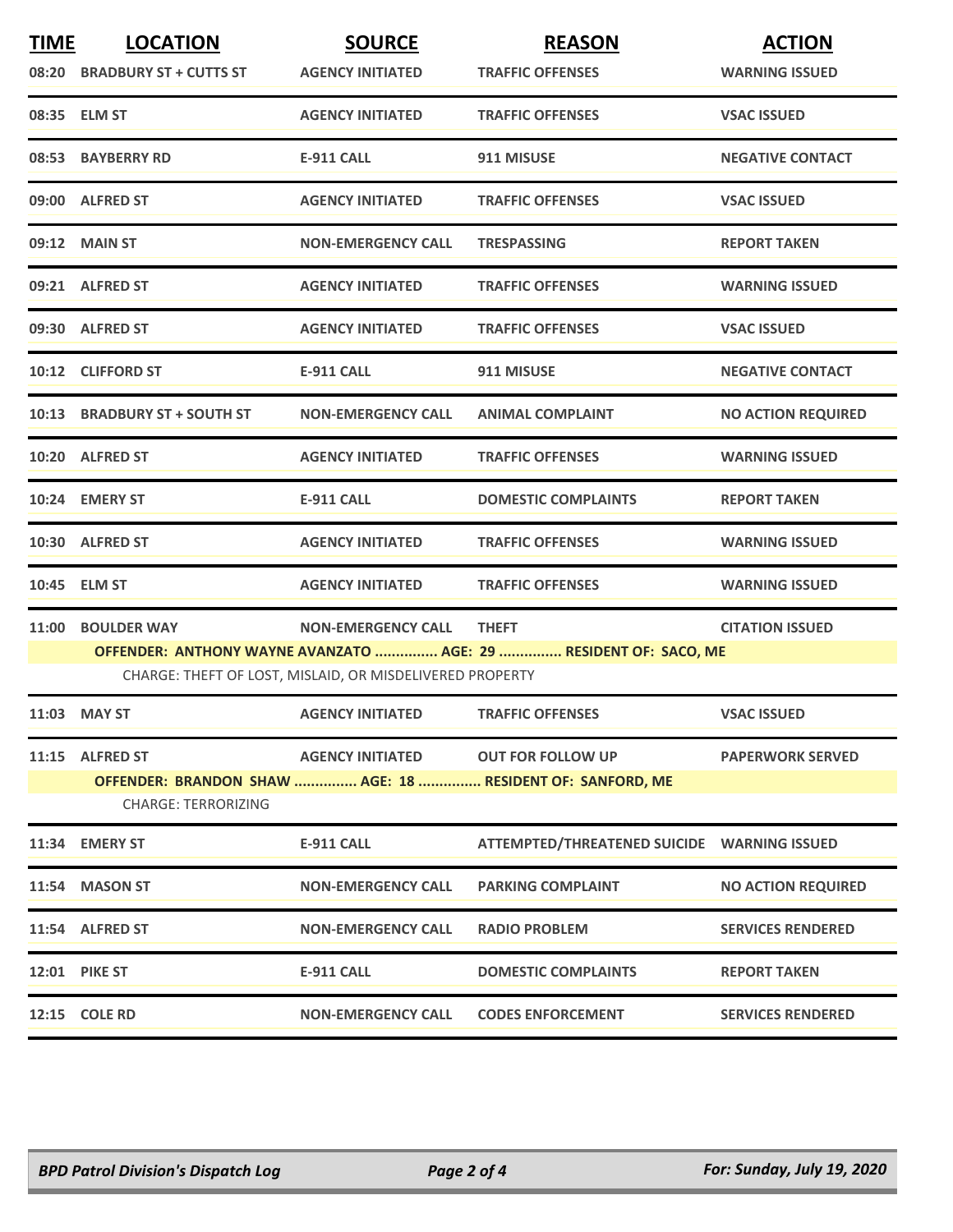| TIME | LOCATION | SOURCE | REASON | ACTION |
|---|---|---|---|---|
| 08:20 | BRADBURY ST + CUTTS ST | AGENCY INITIATED | TRAFFIC OFFENSES | WARNING ISSUED |
| 08:35 | ELM ST | AGENCY INITIATED | TRAFFIC OFFENSES | VSAC ISSUED |
| 08:53 | BAYBERRY RD | E-911 CALL | 911 MISUSE | NEGATIVE CONTACT |
| 09:00 | ALFRED ST | AGENCY INITIATED | TRAFFIC OFFENSES | VSAC ISSUED |
| 09:12 | MAIN ST | NON-EMERGENCY CALL | TRESPASSING | REPORT TAKEN |
| 09:21 | ALFRED ST | AGENCY INITIATED | TRAFFIC OFFENSES | WARNING ISSUED |
| 09:30 | ALFRED ST | AGENCY INITIATED | TRAFFIC OFFENSES | VSAC ISSUED |
| 10:12 | CLIFFORD ST | E-911 CALL | 911 MISUSE | NEGATIVE CONTACT |
| 10:13 | BRADBURY ST + SOUTH ST | NON-EMERGENCY CALL | ANIMAL COMPLAINT | NO ACTION REQUIRED |
| 10:20 | ALFRED ST | AGENCY INITIATED | TRAFFIC OFFENSES | WARNING ISSUED |
| 10:24 | EMERY ST | E-911 CALL | DOMESTIC COMPLAINTS | REPORT TAKEN |
| 10:30 | ALFRED ST | AGENCY INITIATED | TRAFFIC OFFENSES | WARNING ISSUED |
| 10:45 | ELM ST | AGENCY INITIATED | TRAFFIC OFFENSES | WARNING ISSUED |
| 11:00 | BOULDER WAY | NON-EMERGENCY CALL | THEFT | CITATION ISSUED |
| | **OFFENDER: ANTHONY WAYNE AVANZATO ............... AGE: 29 ............... RESIDENT OF: SACO, ME** | | | |
| | CHARGE: THEFT OF LOST, MISLAID, OR MISDELIVERED PROPERTY | | | |
| 11:03 | MAY ST | AGENCY INITIATED | TRAFFIC OFFENSES | VSAC ISSUED |
| 11:15 | ALFRED ST | AGENCY INITIATED | OUT FOR FOLLOW UP | PAPERWORK SERVED |
| | **OFFENDER: BRANDON SHAW ............... AGE: 18 ............... RESIDENT OF: SANFORD, ME** | | | |
| | CHARGE: TERRORIZING | | | |
| 11:34 | EMERY ST | E-911 CALL | ATTEMPTED/THREATENED SUICIDE | WARNING ISSUED |
| 11:54 | MASON ST | NON-EMERGENCY CALL | PARKING COMPLAINT | NO ACTION REQUIRED |
| 11:54 | ALFRED ST | NON-EMERGENCY CALL | RADIO PROBLEM | SERVICES RENDERED |
| 12:01 | PIKE ST | E-911 CALL | DOMESTIC COMPLAINTS | REPORT TAKEN |
| 12:15 | COLE RD | NON-EMERGENCY CALL | CODES ENFORCEMENT | SERVICES RENDERED |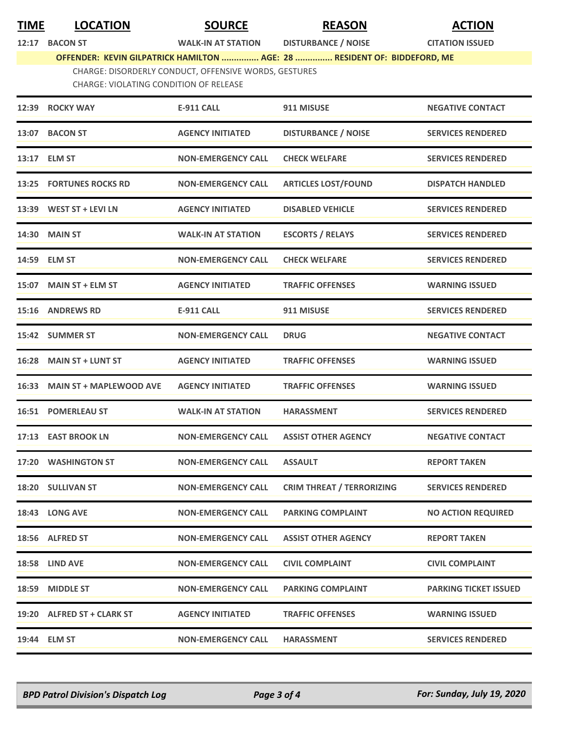| TIME | LOCATION | SOURCE | REASON | ACTION |
|---|---|---|---|---|
| 12:17 | BACON ST | WALK-IN AT STATION | DISTURBANCE / NOISE | CITATION ISSUED |
| | OFFENDER: KEVIN GILPATRICK HAMILTON ............... AGE: 28 ............... RESIDENT OF: BIDDEFORD, ME | | | |
| | CHARGE: DISORDERLY CONDUCT, OFFENSIVE WORDS, GESTURES | | | |
| | CHARGE: VIOLATING CONDITION OF RELEASE | | | |
| 12:39 | ROCKY WAY | E-911 CALL | 911 MISUSE | NEGATIVE CONTACT |
| 13:07 | BACON ST | AGENCY INITIATED | DISTURBANCE / NOISE | SERVICES RENDERED |
| 13:17 | ELM ST | NON-EMERGENCY CALL | CHECK WELFARE | SERVICES RENDERED |
| 13:25 | FORTUNES ROCKS RD | NON-EMERGENCY CALL | ARTICLES LOST/FOUND | DISPATCH HANDLED |
| 13:39 | WEST ST + LEVI LN | AGENCY INITIATED | DISABLED VEHICLE | SERVICES RENDERED |
| 14:30 | MAIN ST | WALK-IN AT STATION | ESCORTS / RELAYS | SERVICES RENDERED |
| 14:59 | ELM ST | NON-EMERGENCY CALL | CHECK WELFARE | SERVICES RENDERED |
| 15:07 | MAIN ST + ELM ST | AGENCY INITIATED | TRAFFIC OFFENSES | WARNING ISSUED |
| 15:16 | ANDREWS RD | E-911 CALL | 911 MISUSE | SERVICES RENDERED |
| 15:42 | SUMMER ST | NON-EMERGENCY CALL | DRUG | NEGATIVE CONTACT |
| 16:28 | MAIN ST + LUNT ST | AGENCY INITIATED | TRAFFIC OFFENSES | WARNING ISSUED |
| 16:33 | MAIN ST + MAPLEWOOD AVE | AGENCY INITIATED | TRAFFIC OFFENSES | WARNING ISSUED |
| 16:51 | POMERLEAU ST | WALK-IN AT STATION | HARASSMENT | SERVICES RENDERED |
| 17:13 | EAST BROOK LN | NON-EMERGENCY CALL | ASSIST OTHER AGENCY | NEGATIVE CONTACT |
| 17:20 | WASHINGTON ST | NON-EMERGENCY CALL | ASSAULT | REPORT TAKEN |
| 18:20 | SULLIVAN ST | NON-EMERGENCY CALL | CRIM THREAT / TERRORIZING | SERVICES RENDERED |
| 18:43 | LONG AVE | NON-EMERGENCY CALL | PARKING COMPLAINT | NO ACTION REQUIRED |
| 18:56 | ALFRED ST | NON-EMERGENCY CALL | ASSIST OTHER AGENCY | REPORT TAKEN |
| 18:58 | LIND AVE | NON-EMERGENCY CALL | CIVIL COMPLAINT | CIVIL COMPLAINT |
| 18:59 | MIDDLE ST | NON-EMERGENCY CALL | PARKING COMPLAINT | PARKING TICKET ISSUED |
| 19:20 | ALFRED ST + CLARK ST | AGENCY INITIATED | TRAFFIC OFFENSES | WARNING ISSUED |
| 19:44 | ELM ST | NON-EMERGENCY CALL | HARASSMENT | SERVICES RENDERED |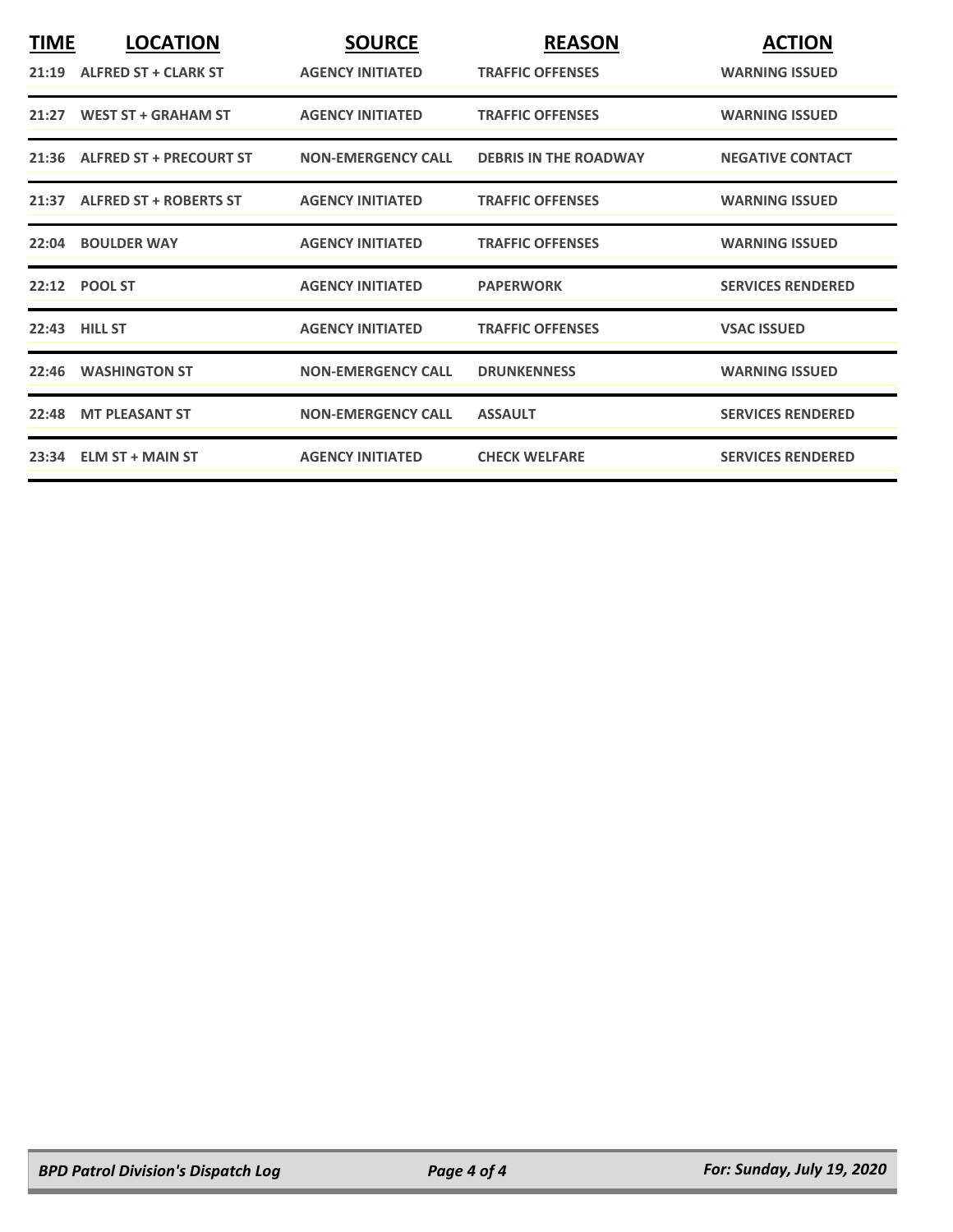| TIME | LOCATION | SOURCE | REASON | ACTION |
|---|---|---|---|---|
| 21:19 | ALFRED ST + CLARK ST | AGENCY INITIATED | TRAFFIC OFFENSES | WARNING ISSUED |
| 21:27 | WEST ST + GRAHAM ST | AGENCY INITIATED | TRAFFIC OFFENSES | WARNING ISSUED |
| 21:36 | ALFRED ST + PRECOURT ST | NON-EMERGENCY CALL | DEBRIS IN THE ROADWAY | NEGATIVE CONTACT |
| 21:37 | ALFRED ST + ROBERTS ST | AGENCY INITIATED | TRAFFIC OFFENSES | WARNING ISSUED |
| 22:04 | BOULDER WAY | AGENCY INITIATED | TRAFFIC OFFENSES | WARNING ISSUED |
| 22:12 | POOL ST | AGENCY INITIATED | PAPERWORK | SERVICES RENDERED |
| 22:43 | HILL ST | AGENCY INITIATED | TRAFFIC OFFENSES | VSAC ISSUED |
| 22:46 | WASHINGTON ST | NON-EMERGENCY CALL | DRUNKENNESS | WARNING ISSUED |
| 22:48 | MT PLEASANT ST | NON-EMERGENCY CALL | ASSAULT | SERVICES RENDERED |
| 23:34 | ELM ST + MAIN ST | AGENCY INITIATED | CHECK WELFARE | SERVICES RENDERED |